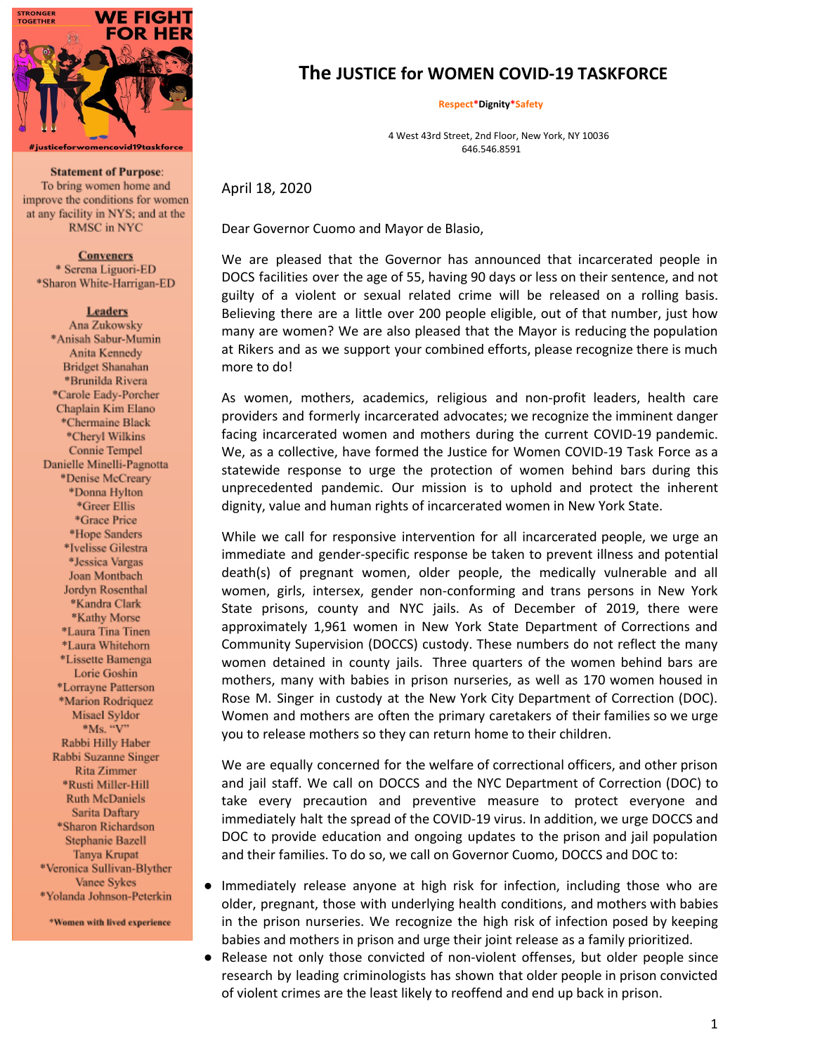STRONGER TOGETHER

WE FIGHT FOR HER

#justiceforwomencovid19taskforce

**Statement of Purpose**: To bring women home and improve the conditions for women at any facility in NYS; and at the RMSC in NYC

**Conveners**

\* Serena Liguori-ED
\*Sharon White-Harrigan-ED

**Leaders**

Ana Zukowsky
\*Anisah Sabur-Mumin
Anita Kennedy
Bridget Shanahan
\*Brunilda Rivera
\*Carole Eady-Porcher
Chaplain Kim Elano
\*Chermaine Black
\*Cheryl Wilkins
Connie Tempel
Danielle Minelli-Pagnotta
\*Denise McCreary
\*Donna Hylton
\*Greer Ellis
\*Grace Price
\*Hope Sanders
\*Ivelisse Gilestra
\*Jessica Vargas
Joan Montbach
Jordyn Rosenthal
\*Kandra Clark
\*Kathy Morse
\*Laura Tina Tinen
\*Laura Whitehorn
\*Lissette Bamenga
Lorie Goshin
\*Lorrayne Patterson
\*Marion Rodriquez
Misael Syldor
\*Ms. "V"
Rabbi Hilly Haber
Rabbi Suzanne Singer
Rita Zimmer
\*Rusti Miller-Hill
Ruth McDaniels
Sarita Daftary
\*Sharon Richardson
Stephanie Bazell
Tanya Krupat
\*Veronica Sullivan-Blyther
Vanee Sykes
\*Yolanda Johnson-Peterkin

\*Women with lived experience

# The JUSTICE for WOMEN COVID-19 TASKFORCE

Respect\*Dignity\*Safety

4 West 43rd Street, 2nd Floor, New York, NY 10036
646.546.8591

April 18, 2020

Dear Governor Cuomo and Mayor de Blasio,

We are pleased that the Governor has announced that incarcerated people in DOCS facilities over the age of 55, having 90 days or less on their sentence, and not guilty of a violent or sexual related crime will be released on a rolling basis. Believing there are a little over 200 people eligible, out of that number, just how many are women? We are also pleased that the Mayor is reducing the population at Rikers and as we support your combined efforts, please recognize there is much more to do!

As women, mothers, academics, religious and non-profit leaders, health care providers and formerly incarcerated advocates; we recognize the imminent danger facing incarcerated women and mothers during the current COVID-19 pandemic. We, as a collective, have formed the Justice for Women COVID-19 Task Force as a statewide response to urge the protection of women behind bars during this unprecedented pandemic. Our mission is to uphold and protect the inherent dignity, value and human rights of incarcerated women in New York State.

While we call for responsive intervention for all incarcerated people, we urge an immediate and gender-specific response be taken to prevent illness and potential death(s) of pregnant women, older people, the medically vulnerable and all women, girls, intersex, gender non-conforming and trans persons in New York State prisons, county and NYC jails. As of December of 2019, there were approximately 1,961 women in New York State Department of Corrections and Community Supervision (DOCCS) custody. These numbers do not reflect the many women detained in county jails. Three quarters of the women behind bars are mothers, many with babies in prison nurseries, as well as 170 women housed in Rose M. Singer in custody at the New York City Department of Correction (DOC). Women and mothers are often the primary caretakers of their families so we urge you to release mothers so they can return home to their children.

We are equally concerned for the welfare of correctional officers, and other prison and jail staff. We call on DOCCS and the NYC Department of Correction (DOC) to take every precaution and preventive measure to protect everyone and immediately halt the spread of the COVID-19 virus. In addition, we urge DOCCS and DOC to provide education and ongoing updates to the prison and jail population and their families. To do so, we call on Governor Cuomo, DOCCS and DOC to:

- Immediately release anyone at high risk for infection, including those who are older, pregnant, those with underlying health conditions, and mothers with babies in the prison nurseries. We recognize the high risk of infection posed by keeping babies and mothers in prison and urge their joint release as a family prioritized.
- Release not only those convicted of non-violent offenses, but older people since research by leading criminologists has shown that older people in prison convicted of violent crimes are the least likely to reoffend and end up back in prison.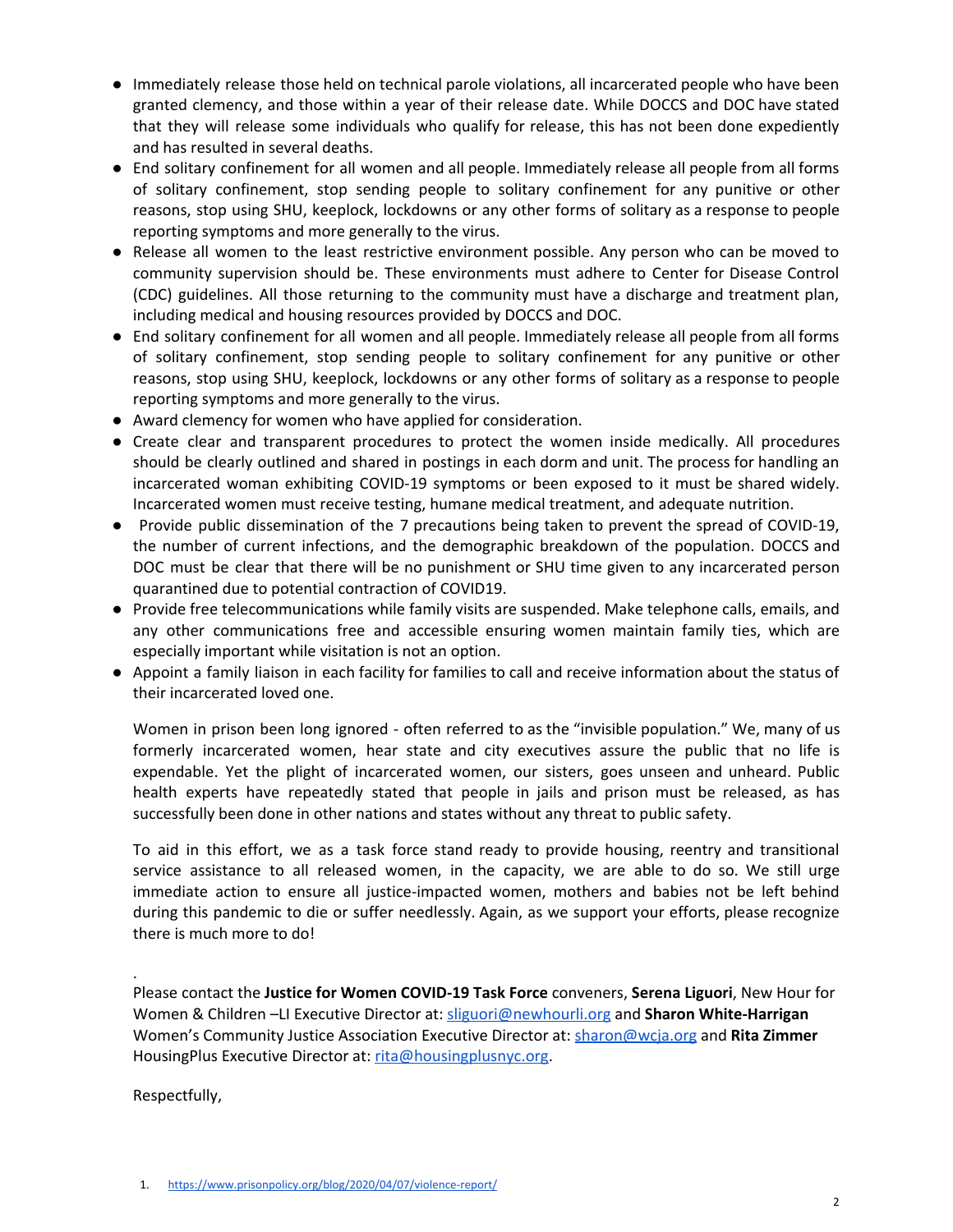- Immediately release those held on technical parole violations, all incarcerated people who have been granted clemency, and those within a year of their release date. While DOCCS and DOC have stated that they will release some individuals who qualify for release, this has not been done expediently and has resulted in several deaths.
- End solitary confinement for all women and all people. Immediately release all people from all forms of solitary confinement, stop sending people to solitary confinement for any punitive or other reasons, stop using SHU, keeplock, lockdowns or any other forms of solitary as a response to people reporting symptoms and more generally to the virus.
- Release all women to the least restrictive environment possible. Any person who can be moved to community supervision should be. These environments must adhere to Center for Disease Control (CDC) guidelines. All those returning to the community must have a discharge and treatment plan, including medical and housing resources provided by DOCCS and DOC.
- End solitary confinement for all women and all people. Immediately release all people from all forms of solitary confinement, stop sending people to solitary confinement for any punitive or other reasons, stop using SHU, keeplock, lockdowns or any other forms of solitary as a response to people reporting symptoms and more generally to the virus.
- Award clemency for women who have applied for consideration.
- Create clear and transparent procedures to protect the women inside medically. All procedures should be clearly outlined and shared in postings in each dorm and unit. The process for handling an incarcerated woman exhibiting COVID-19 symptoms or been exposed to it must be shared widely. Incarcerated women must receive testing, humane medical treatment, and adequate nutrition.
- Provide public dissemination of the 7 precautions being taken to prevent the spread of COVID-19, the number of current infections, and the demographic breakdown of the population. DOCCS and DOC must be clear that there will be no punishment or SHU time given to any incarcerated person quarantined due to potential contraction of COVID19.
- Provide free telecommunications while family visits are suspended. Make telephone calls, emails, and any other communications free and accessible ensuring women maintain family ties, which are especially important while visitation is not an option.
- Appoint a family liaison in each facility for families to call and receive information about the status of their incarcerated loved one.

Women in prison been long ignored - often referred to as the "invisible population." We, many of us formerly incarcerated women, hear state and city executives assure the public that no life is expendable. Yet the plight of incarcerated women, our sisters, goes unseen and unheard. Public health experts have repeatedly stated that people in jails and prison must be released, as has successfully been done in other nations and states without any threat to public safety.

To aid in this effort, we as a task force stand ready to provide housing, reentry and transitional service assistance to all released women, in the capacity, we are able to do so. We still urge immediate action to ensure all justice-impacted women, mothers and babies not be left behind during this pandemic to die or suffer needlessly. Again, as we support your efforts, please recognize there is much more to do!

.

Please contact the **Justice for Women COVID-19 Task Force** conveners, **Serena Liguori**, New Hour for Women & Children –LI Executive Director at: sliguori@newhourli.org and **Sharon White-Harrigan** Women's Community Justice Association Executive Director at: sharon@wcja.org and **Rita Zimmer** HousingPlus Executive Director at: rita@housingplusnyc.org.

Respectfully,

1. https://www.prisonpolicy.org/blog/2020/04/07/violence-report/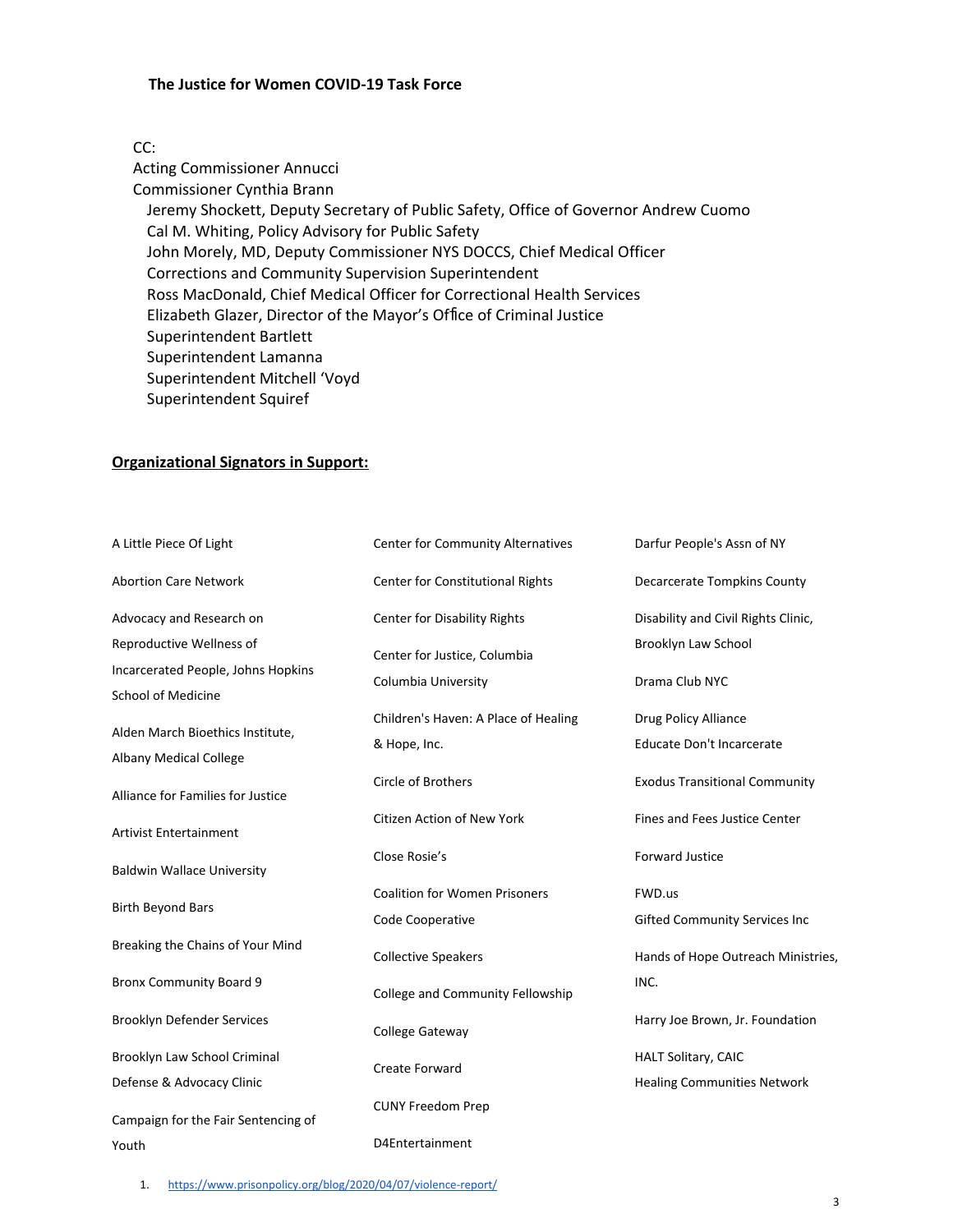**The Justice for Women COVID-19 Task Force**

CC:
Acting Commissioner Annucci
Commissioner Cynthia Brann
Jeremy Shockett, Deputy Secretary of Public Safety, Office of Governor Andrew Cuomo
Cal M. Whiting, Policy Advisory for Public Safety
John Morely, MD, Deputy Commissioner NYS DOCCS, Chief Medical Officer
Corrections and Community Supervision Superintendent
Ross MacDonald, Chief Medical Officer for Correctional Health Services
Elizabeth Glazer, Director of the Mayor's Office of Criminal Justice
Superintendent Bartlett
Superintendent Lamanna
Superintendent Mitchell 'Voyd
Superintendent Squiref

**Organizational Signators in Support:**

A Little Piece Of Light

Abortion Care Network

Advocacy and Research on Reproductive Wellness of Incarcerated People, Johns Hopkins School of Medicine

Alden March Bioethics Institute, Albany Medical College

Alliance for Families for Justice

Artivist Entertainment

Baldwin Wallace University

Birth Beyond Bars

Breaking the Chains of Your Mind

Bronx Community Board 9

Brooklyn Defender Services

Brooklyn Law School Criminal Defense & Advocacy Clinic

Campaign for the Fair Sentencing of Youth

Center for Community Alternatives

Center for Constitutional Rights

Center for Disability Rights

Center for Justice, Columbia Columbia University

Children's Haven: A Place of Healing & Hope, Inc.

Circle of Brothers

Citizen Action of New York

Close Rosie's

Coalition for Women Prisoners

Code Cooperative

Collective Speakers

College and Community Fellowship

College Gateway

Create Forward

CUNY Freedom Prep

D4Entertainment

Darfur People's Assn of NY

Decarcerate Tompkins County

Disability and Civil Rights Clinic, Brooklyn Law School

Drama Club NYC

Drug Policy Alliance

Educate Don't Incarcerate

Exodus Transitional Community

Fines and Fees Justice Center

Forward Justice

FWD.us

Gifted Community Services Inc

Hands of Hope Outreach Ministries, INC.

Harry Joe Brown, Jr. Foundation

HALT Solitary, CAIC

Healing Communities Network

1. https://www.prisonpolicy.org/blog/2020/04/07/violence-report/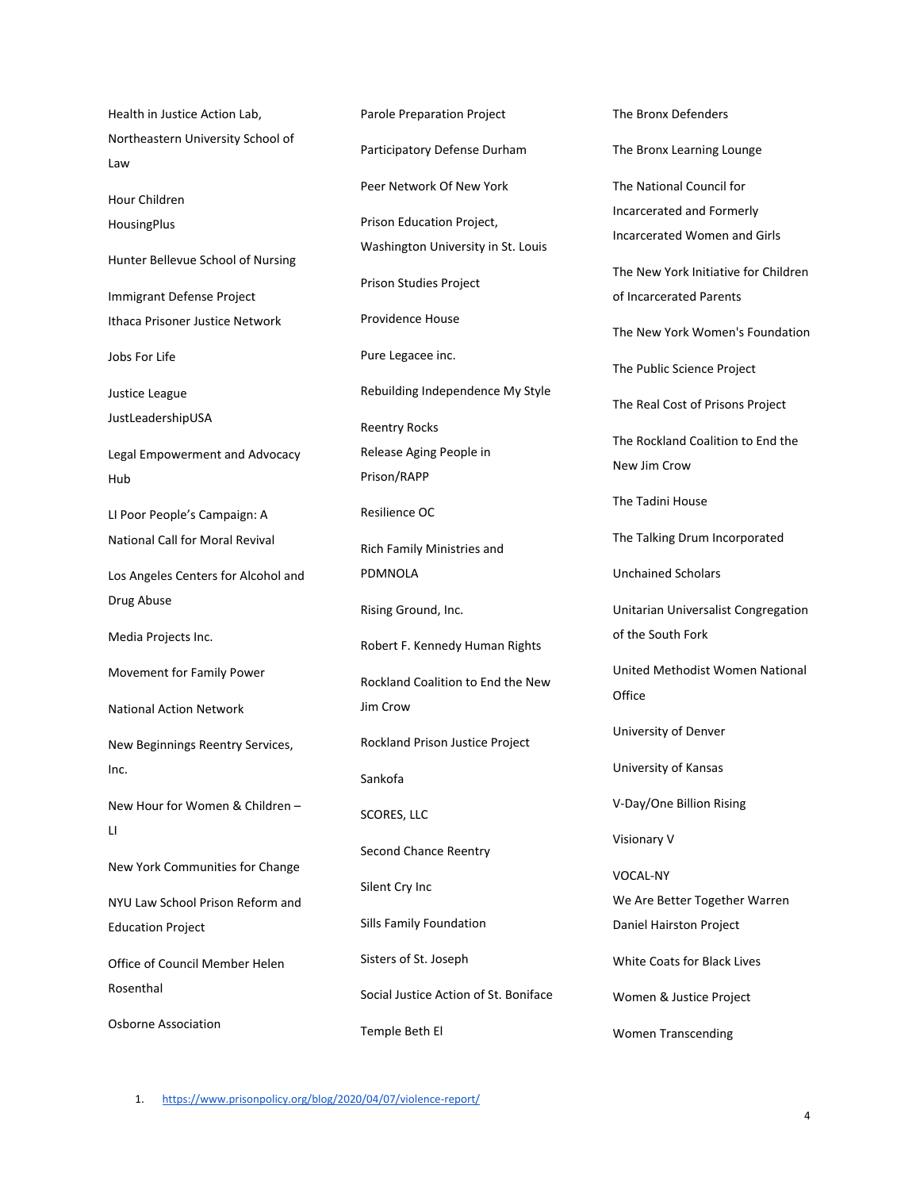Health in Justice Action Lab, Northeastern University School of Law

Hour Children

HousingPlus

Hunter Bellevue School of Nursing

Immigrant Defense Project

Ithaca Prisoner Justice Network

Jobs For Life

Justice League

JustLeadershipUSA

Legal Empowerment and Advocacy Hub

LI Poor People's Campaign: A National Call for Moral Revival

Los Angeles Centers for Alcohol and Drug Abuse

Media Projects Inc.

Movement for Family Power

National Action Network

New Beginnings Reentry Services, Inc.

New Hour for Women & Children – LI

New York Communities for Change

NYU Law School Prison Reform and Education Project

Office of Council Member Helen Rosenthal

Osborne Association

Parole Preparation Project

Participatory Defense Durham

Peer Network Of New York

Prison Education Project, Washington University in St. Louis

Prison Studies Project

Providence House

Pure Legacee inc.

Rebuilding Independence My Style

Reentry Rocks

Release Aging People in Prison/RAPP

Resilience OC

Rich Family Ministries and PDMNOLA

Rising Ground, Inc.

Robert F. Kennedy Human Rights

Rockland Coalition to End the New Jim Crow

Rockland Prison Justice Project

Sankofa

SCORES, LLC

Second Chance Reentry

Silent Cry Inc

Sills Family Foundation

Sisters of St. Joseph

Social Justice Action of St. Boniface

Temple Beth El

The Bronx Defenders

The Bronx Learning Lounge

The National Council for Incarcerated and Formerly Incarcerated Women and Girls

The New York Initiative for Children of Incarcerated Parents

The New York Women's Foundation

The Public Science Project

The Real Cost of Prisons Project

The Rockland Coalition to End the New Jim Crow

The Tadini House

The Talking Drum Incorporated

Unchained Scholars

Unitarian Universalist Congregation of the South Fork

United Methodist Women National Office

University of Denver

University of Kansas

V-Day/One Billion Rising

Visionary V

VOCAL-NY

We Are Better Together Warren Daniel Hairston Project

White Coats for Black Lives

Women & Justice Project

Women Transcending

1. https://www.prisonpolicy.org/blog/2020/04/07/violence-report/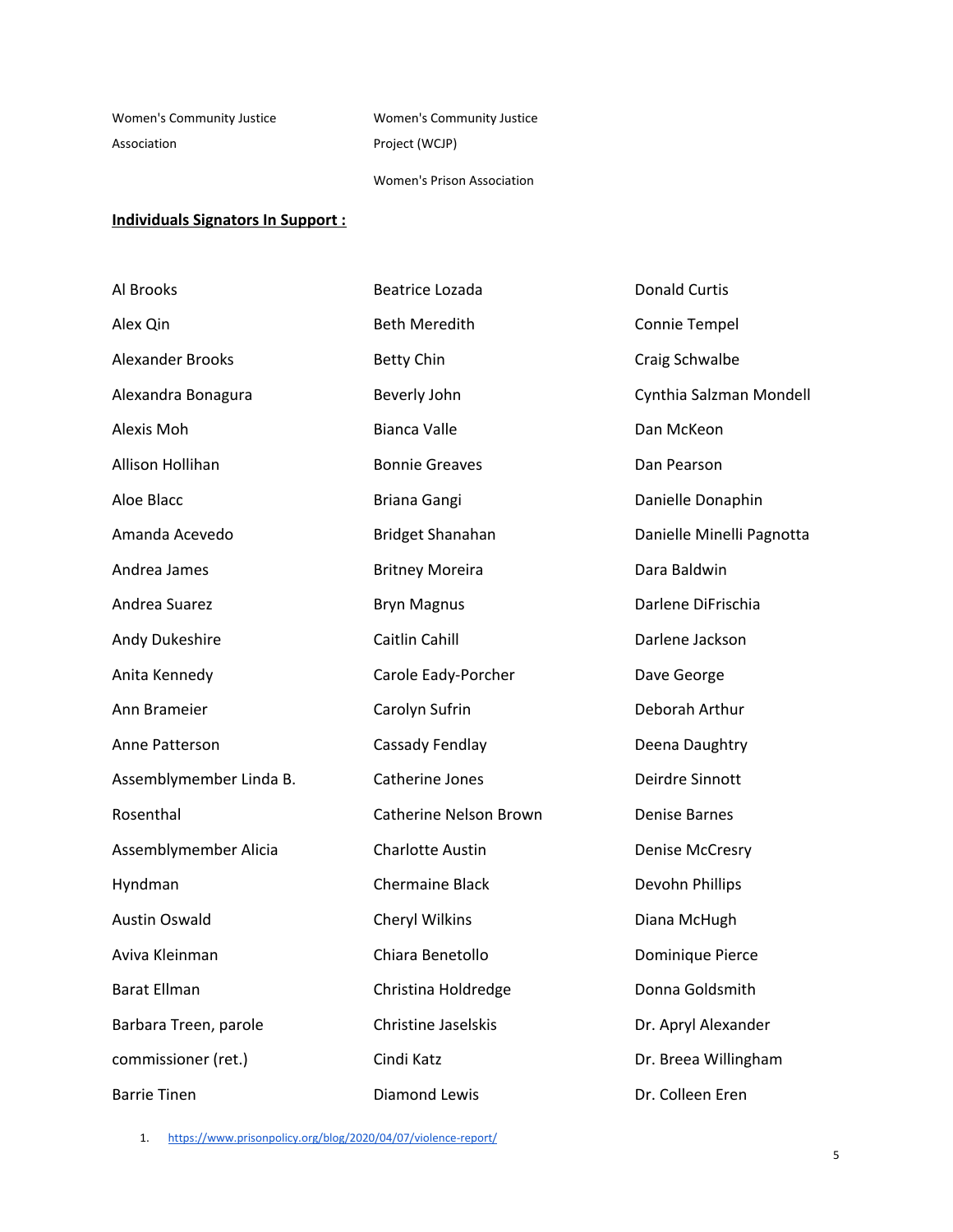Women's Community Justice Association

Women's Community Justice Project (WCJP)

Women's Prison Association

**Individuals Signators In Support :**

Al Brooks

Alex Qin

Alexander Brooks

Alexandra Bonagura

Alexis Moh

Allison Hollihan

Aloe Blacc

Amanda Acevedo

Andrea James

Andrea Suarez

Andy Dukeshire

Anita Kennedy

Ann Brameier

Anne Patterson

Assemblymember Linda B. Rosenthal

Assemblymember Alicia Hyndman

Austin Oswald

Aviva Kleinman

Barat Ellman

Barbara Treen, parole commissioner (ret.)

Barrie Tinen

Beatrice Lozada

Beth Meredith

Betty Chin

Beverly John

Bianca Valle

Bonnie Greaves

Briana Gangi

Bridget Shanahan

Britney Moreira

Bryn Magnus

Caitlin Cahill

Carole Eady-Porcher

Carolyn Sufrin

Cassady Fendlay

Catherine Jones

Catherine Nelson Brown

Charlotte Austin

Chermaine Black

Cheryl Wilkins

Chiara Benetollo

Christina Holdredge

Christine Jaselskis

Cindi Katz

Diamond Lewis

Donald Curtis

Connie Tempel

Craig Schwalbe

Cynthia Salzman Mondell

Dan McKeon

Dan Pearson

Danielle Donaphin

Danielle Minelli Pagnotta

Dara Baldwin

Darlene DiFrischia

Darlene Jackson

Dave George

Deborah Arthur

Deena Daughtry

Deirdre Sinnott

Denise Barnes

Denise McCresry

Devohn Phillips

Diana McHugh

Dominique Pierce

Donna Goldsmith

Dr. Apryl Alexander

Dr. Breea Willingham

Dr. Colleen Eren

1. https://www.prisonpolicy.org/blog/2020/04/07/violence-report/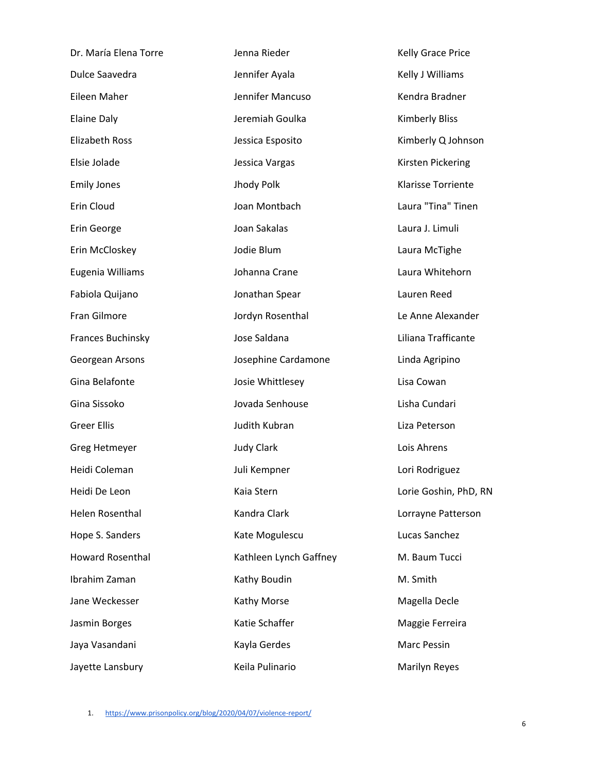Dr. María Elena Torre

Dulce Saavedra

Eileen Maher

Elaine Daly

Elizabeth Ross

Elsie Jolade

Emily Jones

Erin Cloud

Erin George

Erin McCloskey

Eugenia Williams

Fabiola Quijano

Fran Gilmore

Frances Buchinsky

Georgean Arsons

Gina Belafonte

Gina Sissoko

Greer Ellis

Greg Hetmeyer

Heidi Coleman

Heidi De Leon

Helen Rosenthal

Hope S. Sanders

Howard Rosenthal

Ibrahim Zaman

Jane Weckesser

Jasmin Borges

Jaya Vasandani

Jayette Lansbury

Jenna Rieder

Jennifer Ayala

Jennifer Mancuso

Jeremiah Goulka

Jessica Esposito

Jessica Vargas

Jhody Polk

Joan Montbach

Joan Sakalas

Jodie Blum

Johanna Crane

Jonathan Spear

Jordyn Rosenthal

Jose Saldana

Josephine Cardamone

Josie Whittlesey

Jovada Senhouse

Judith Kubran

Judy Clark

Juli Kempner

Kaia Stern

Kandra Clark

Kate Mogulescu

Kathleen Lynch Gaffney

Kathy Boudin

Kathy Morse

Katie Schaffer

Kayla Gerdes

Keila Pulinario

Kelly Grace Price

Kelly J Williams

Kendra Bradner

Kimberly Bliss

Kimberly Q Johnson

Kirsten Pickering

Klarisse Torriente

Laura "Tina" Tinen

Laura J. Limuli

Laura McTighe

Laura Whitehorn

Lauren Reed

Le Anne Alexander

Liliana Trafficante

Linda Agripino

Lisa Cowan

Lisha Cundari

Liza Peterson

Lois Ahrens

Lori Rodriguez

Lorie Goshin, PhD, RN

Lorrayne Patterson

Lucas Sanchez

M. Baum Tucci

M. Smith

Magella Decle

Maggie Ferreira

Marc Pessin

Marilyn Reyes

1. https://www.prisonpolicy.org/blog/2020/04/07/violence-report/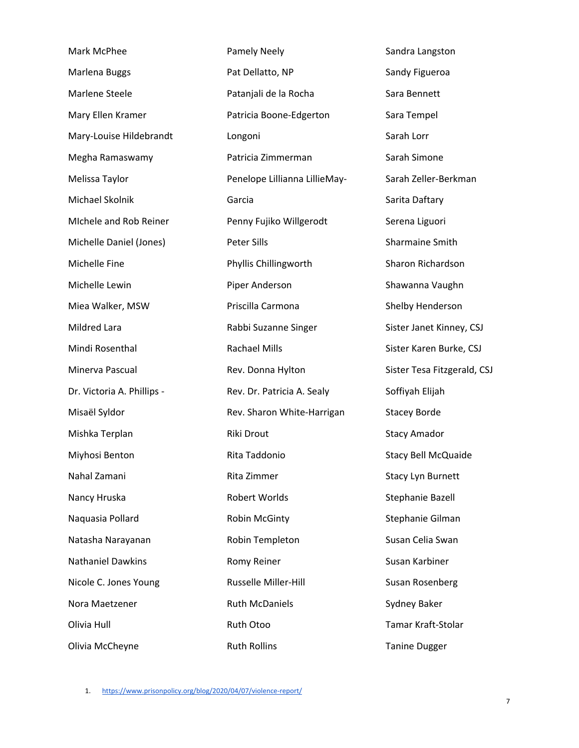Mark McPhee

Marlena Buggs

Marlene Steele

Mary Ellen Kramer

Mary-Louise Hildebrandt

Megha Ramaswamy

Melissa Taylor

Michael Skolnik

MIchele and Rob Reiner

Michelle Daniel (Jones)

Michelle Fine

Michelle Lewin

Miea Walker, MSW

Mildred Lara

Mindi Rosenthal

Minerva Pascual

Dr. Victoria A. Phillips -

Misaël Syldor

Mishka Terplan

Miyhosi Benton

Nahal Zamani

Nancy Hruska

Naquasia Pollard

Natasha Narayanan

Nathaniel Dawkins

Nicole C. Jones Young

Nora Maetzener

Olivia Hull

Olivia McCheyne

Pamely Neely

Pat Dellatto, NP

Patanjali de la Rocha

Patricia Boone-Edgerton

Longoni

Patricia Zimmerman

Penelope Lillianna LillieMay-

Garcia

Penny Fujiko Willgerodt

Peter Sills

Phyllis Chillingworth

Piper Anderson

Priscilla Carmona

Rabbi Suzanne Singer

Rachael Mills

Rev. Donna Hylton

Rev. Dr. Patricia A. Sealy

Rev. Sharon White-Harrigan

Riki Drout

Rita Taddonio

Rita Zimmer

Robert Worlds

Robin McGinty

Robin Templeton

Romy Reiner

Russelle Miller-Hill

Ruth McDaniels

Ruth Otoo

Ruth Rollins

Sandra Langston

Sandy Figueroa

Sara Bennett

Sara Tempel

Sarah Lorr

Sarah Simone

Sarah Zeller-Berkman

Sarita Daftary

Serena Liguori

Sharmaine Smith

Sharon Richardson

Shawanna Vaughn

Shelby Henderson

Sister Janet Kinney, CSJ

Sister Karen Burke, CSJ

Sister Tesa Fitzgerald, CSJ

Soffiyah Elijah

Stacey Borde

Stacy Amador

Stacy Bell McQuaide

Stacy Lyn Burnett

Stephanie Bazell

Stephanie Gilman

Susan Celia Swan

Susan Karbiner

Susan Rosenberg

Sydney Baker

Tamar Kraft-Stolar

Tanine Dugger

1. https://www.prisonpolicy.org/blog/2020/04/07/violence-report/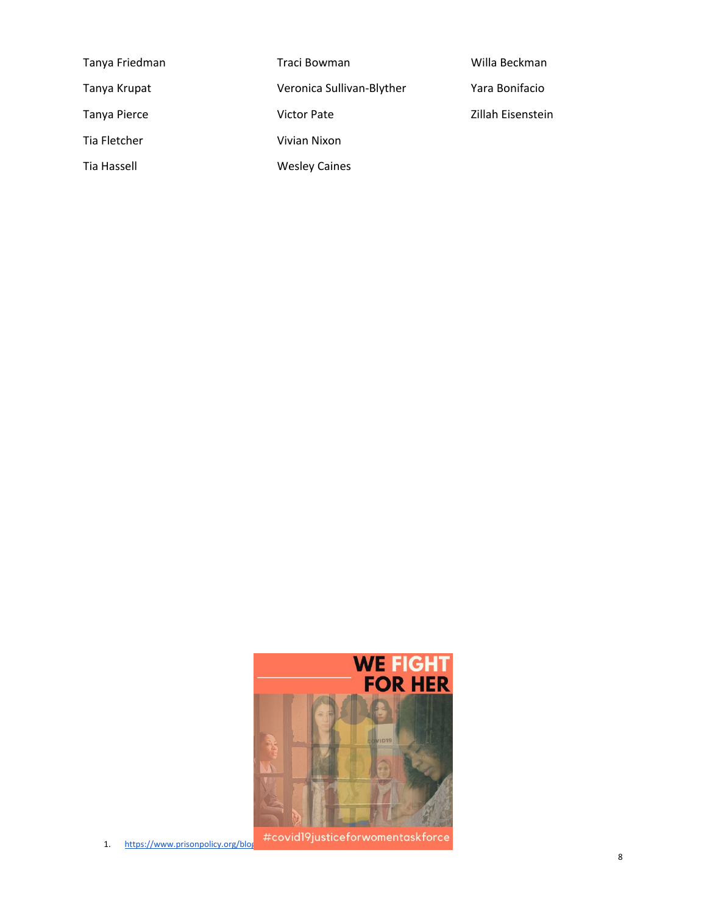Tanya Friedman

Tanya Krupat

Tanya Pierce

Tia Fletcher

Tia Hassell

Traci Bowman

Veronica Sullivan-Blyther

Victor Pate

Vivian Nixon

Wesley Caines

Willa Beckman

Yara Bonifacio

Zillah Eisenstein

1. https://www.prisonpolicy.org/blog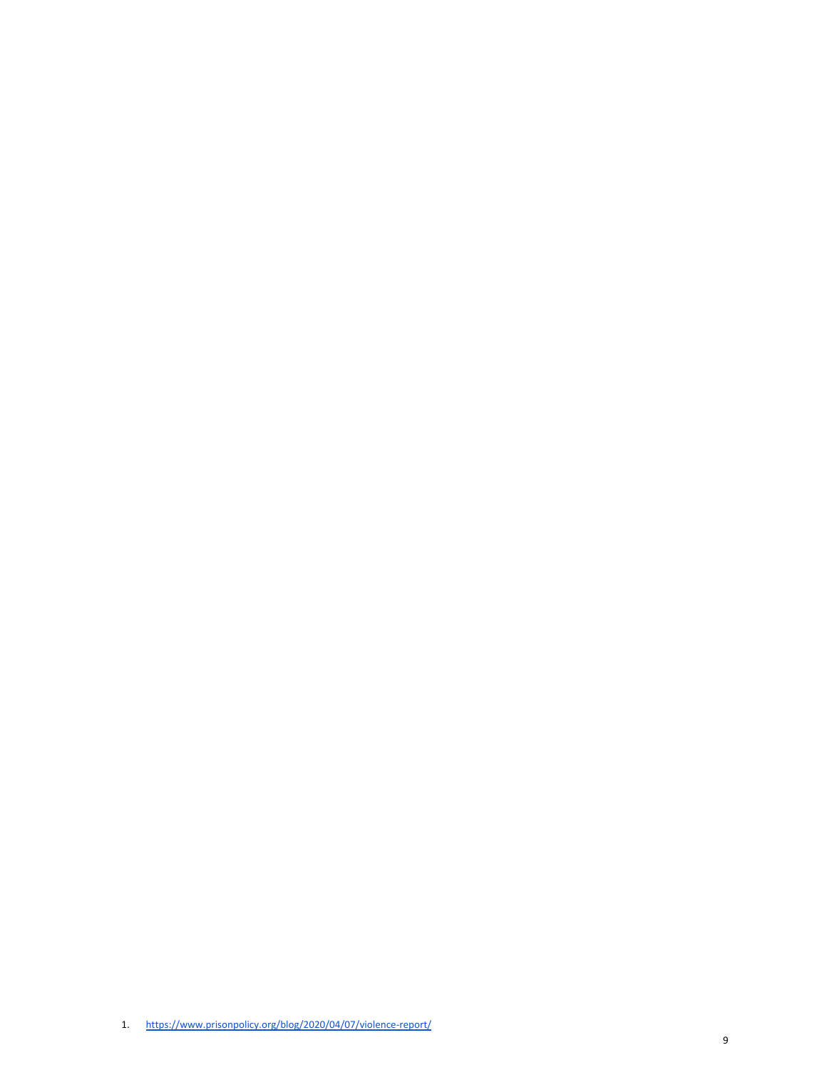1. https://www.prisonpolicy.org/blog/2020/04/07/violence-report/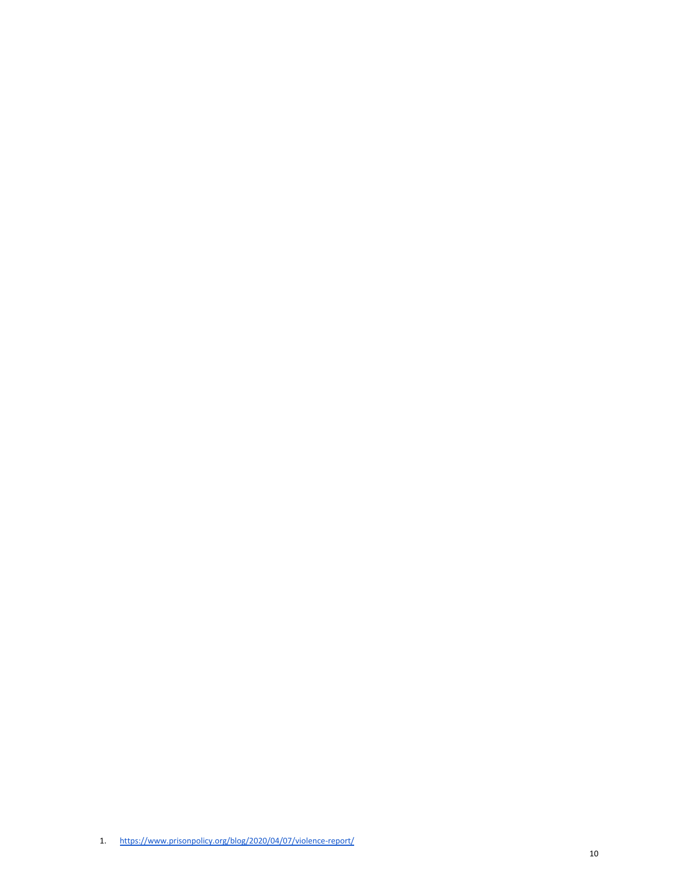1. https://www.prisonpolicy.org/blog/2020/04/07/violence-report/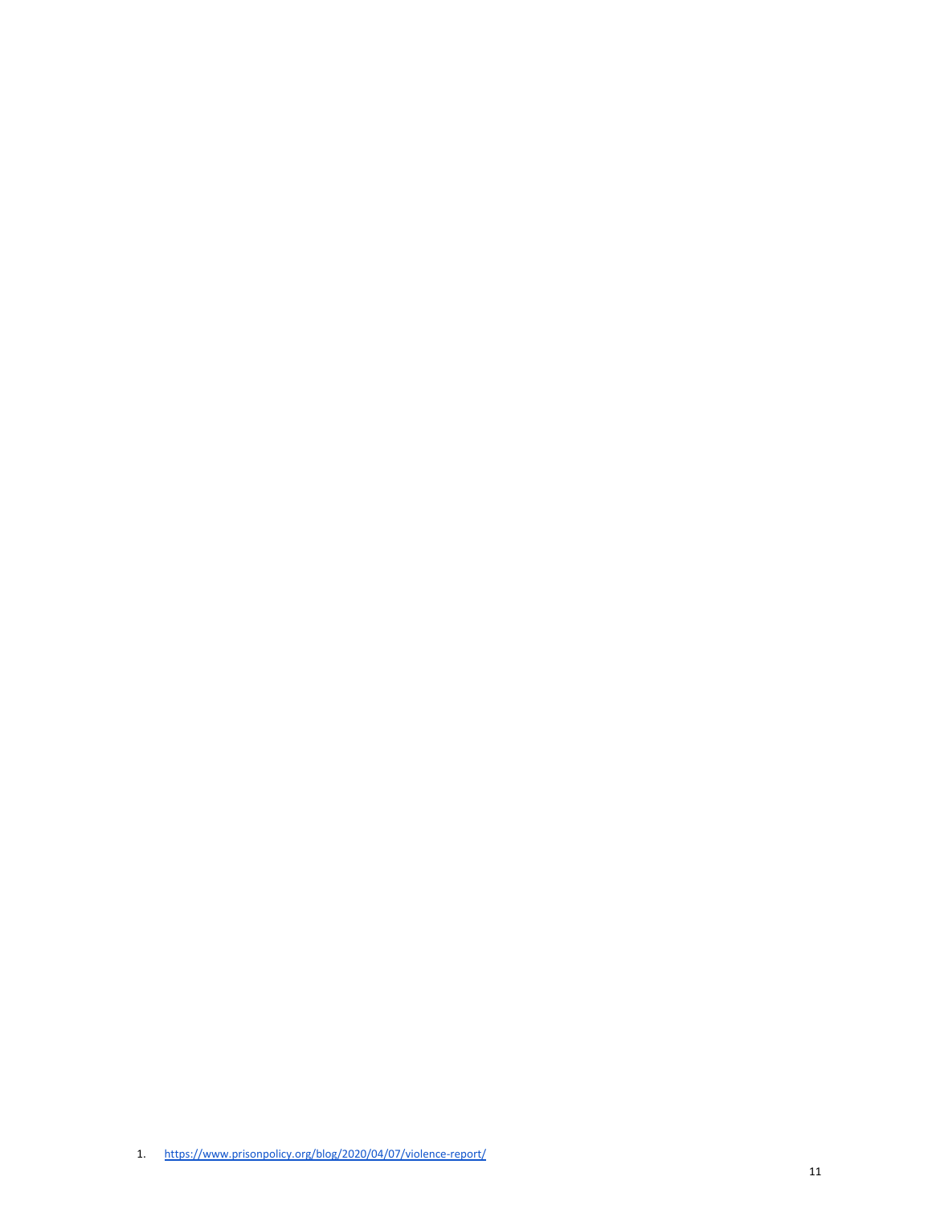1. https://www.prisonpolicy.org/blog/2020/04/07/violence-report/